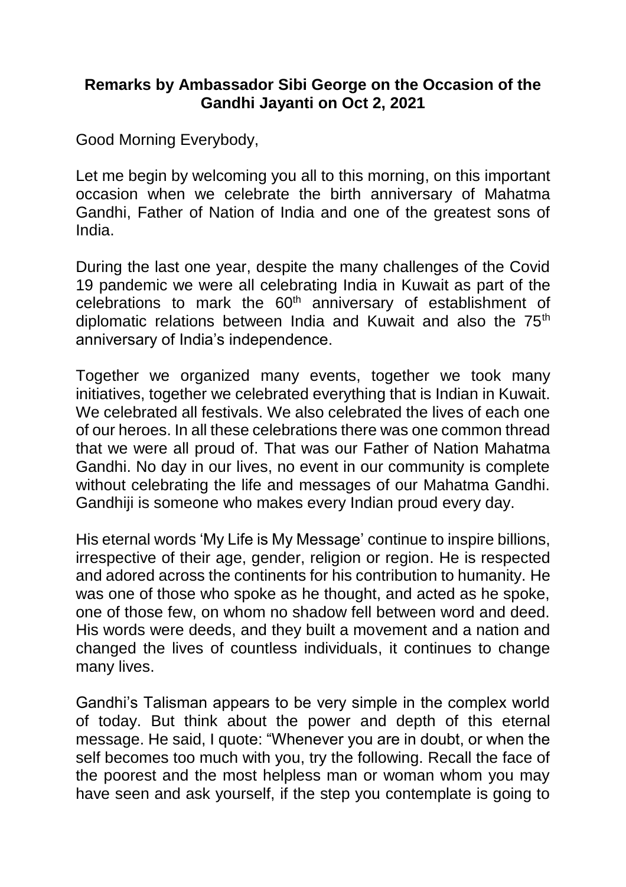**Remarks by Ambassador Sibi George on the Occasion of the Gandhi Jayanti on Oct 2, 2021**

Good Morning Everybody,

Let me begin by welcoming you all to this morning, on this important occasion when we celebrate the birth anniversary of Mahatma Gandhi, Father of Nation of India and one of the greatest sons of India.

During the last one year, despite the many challenges of the Covid 19 pandemic we were all celebrating India in Kuwait as part of the celebrations to mark the 60th anniversary of establishment of diplomatic relations between India and Kuwait and also the 75th anniversary of India's independence.

Together we organized many events, together we took many initiatives, together we celebrated everything that is Indian in Kuwait. We celebrated all festivals. We also celebrated the lives of each one of our heroes. In all these celebrations there was one common thread that we were all proud of. That was our Father of Nation Mahatma Gandhi. No day in our lives, no event in our community is complete without celebrating the life and messages of our Mahatma Gandhi. Gandhiji is someone who makes every Indian proud every day.

His eternal words 'My Life is My Message' continue to inspire billions, irrespective of their age, gender, religion or region. He is respected and adored across the continents for his contribution to humanity. He was one of those who spoke as he thought, and acted as he spoke, one of those few, on whom no shadow fell between word and deed. His words were deeds, and they built a movement and a nation and changed the lives of countless individuals, it continues to change many lives.

Gandhi's Talisman appears to be very simple in the complex world of today. But think about the power and depth of this eternal message. He said, I quote: "Whenever you are in doubt, or when the self becomes too much with you, try the following. Recall the face of the poorest and the most helpless man or woman whom you may have seen and ask yourself, if the step you contemplate is going to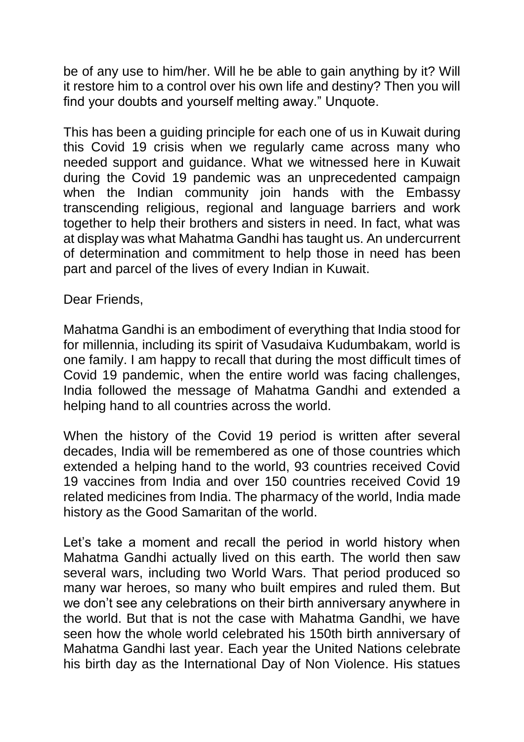be of any use to him/her. Will he be able to gain anything by it? Will it restore him to a control over his own life and destiny? Then you will find your doubts and yourself melting away." Unquote.

This has been a guiding principle for each one of us in Kuwait during this Covid 19 crisis when we regularly came across many who needed support and guidance. What we witnessed here in Kuwait during the Covid 19 pandemic was an unprecedented campaign when the Indian community join hands with the Embassy transcending religious, regional and language barriers and work together to help their brothers and sisters in need. In fact, what was at display was what Mahatma Gandhi has taught us. An undercurrent of determination and commitment to help those in need has been part and parcel of the lives of every Indian in Kuwait.

Dear Friends,

Mahatma Gandhi is an embodiment of everything that India stood for for millennia, including its spirit of Vasudaiva Kudumbakam, world is one family. I am happy to recall that during the most difficult times of Covid 19 pandemic, when the entire world was facing challenges, India followed the message of Mahatma Gandhi and extended a helping hand to all countries across the world.

When the history of the Covid 19 period is written after several decades, India will be remembered as one of those countries which extended a helping hand to the world, 93 countries received Covid 19 vaccines from India and over 150 countries received Covid 19 related medicines from India. The pharmacy of the world, India made history as the Good Samaritan of the world.

Let's take a moment and recall the period in world history when Mahatma Gandhi actually lived on this earth. The world then saw several wars, including two World Wars. That period produced so many war heroes, so many who built empires and ruled them. But we don't see any celebrations on their birth anniversary anywhere in the world. But that is not the case with Mahatma Gandhi, we have seen how the whole world celebrated his 150th birth anniversary of Mahatma Gandhi last year. Each year the United Nations celebrate his birth day as the International Day of Non Violence. His statues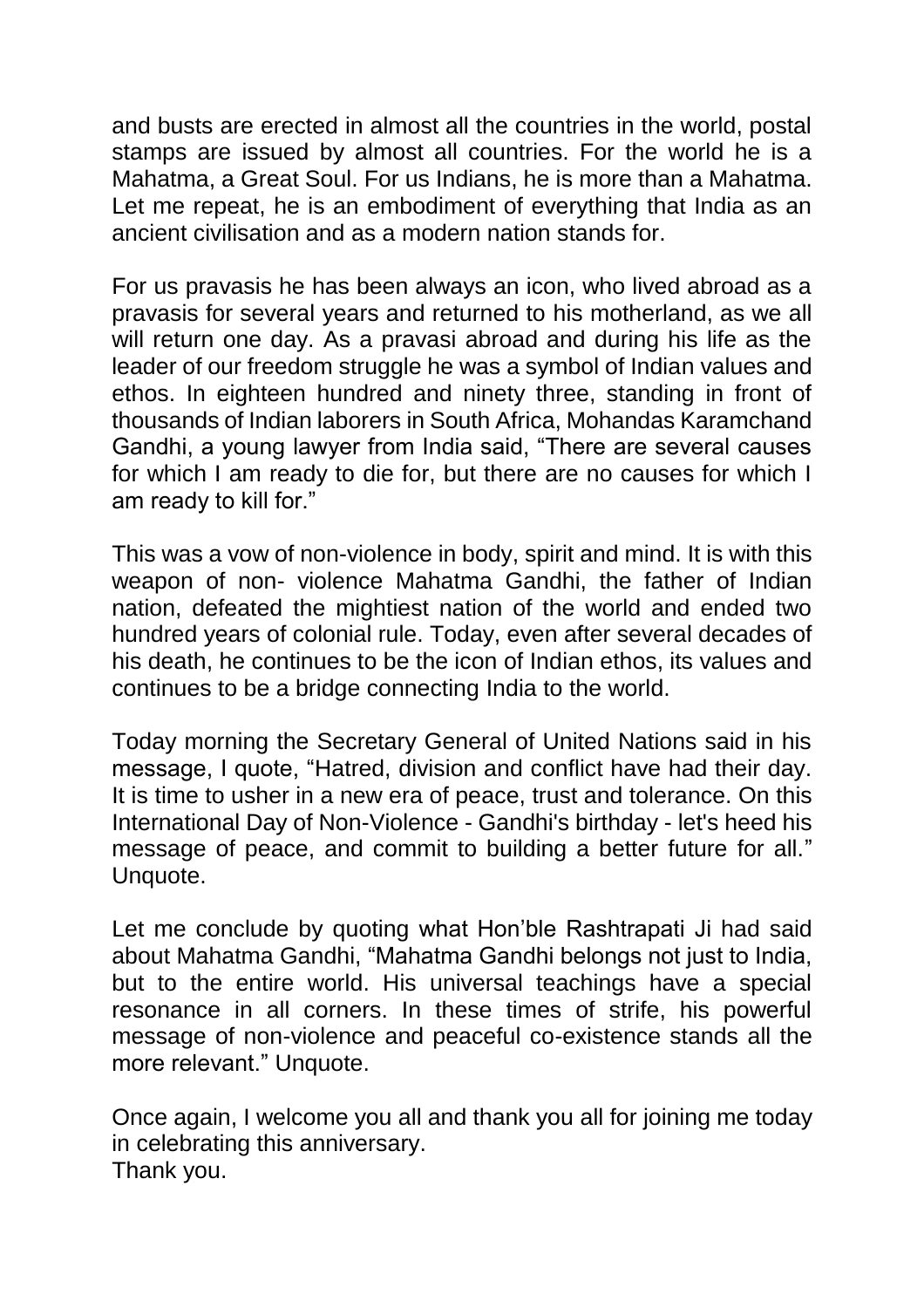and busts are erected in almost all the countries in the world, postal stamps are issued by almost all countries. For the world he is a Mahatma, a Great Soul. For us Indians, he is more than a Mahatma. Let me repeat, he is an embodiment of everything that India as an ancient civilisation and as a modern nation stands for.

For us pravasis he has been always an icon, who lived abroad as a pravasis for several years and returned to his motherland, as we all will return one day. As a pravasi abroad and during his life as the leader of our freedom struggle he was a symbol of Indian values and ethos. In eighteen hundred and ninety three, standing in front of thousands of Indian laborers in South Africa, Mohandas Karamchand Gandhi, a young lawyer from India said, "There are several causes for which I am ready to die for, but there are no causes for which I am ready to kill for."

This was a vow of non-violence in body, spirit and mind. It is with this weapon of non- violence Mahatma Gandhi, the father of Indian nation, defeated the mightiest nation of the world and ended two hundred years of colonial rule. Today, even after several decades of his death, he continues to be the icon of Indian ethos, its values and continues to be a bridge connecting India to the world.

Today morning the Secretary General of United Nations said in his message, I quote, "Hatred, division and conflict have had their day. It is time to usher in a new era of peace, trust and tolerance. On this International Day of Non-Violence - Gandhi's birthday - let's heed his message of peace, and commit to building a better future for all." Unquote.

Let me conclude by quoting what Hon'ble Rashtrapati Ji had said about Mahatma Gandhi, "Mahatma Gandhi belongs not just to India, but to the entire world. His universal teachings have a special resonance in all corners. In these times of strife, his powerful message of non-violence and peaceful co-existence stands all the more relevant." Unquote.

Once again, I welcome you all and thank you all for joining me today in celebrating this anniversary.
Thank you.